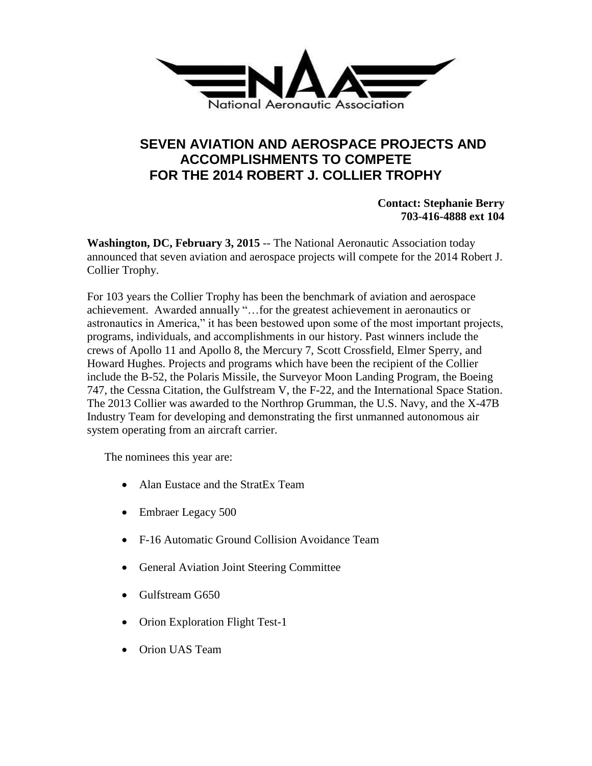National Aeronautic Association

# SEVEN AVIATION AND AEROSPACE PROJECTS AND ACCOMPLISHMENTS TO COMPETE FOR THE 2014 ROBERT J. COLLIER TROPHY

**Contact: Stephanie Berry**
**703-416-4888 ext 104**

**Washington, DC, February 3, 2015** -- The National Aeronautic Association today announced that seven aviation and aerospace projects will compete for the 2014 Robert J. Collier Trophy.

For 103 years the Collier Trophy has been the benchmark of aviation and aerospace achievement. Awarded annually "…for the greatest achievement in aeronautics or astronautics in America," it has been bestowed upon some of the most important projects, programs, individuals, and accomplishments in our history. Past winners include the crews of Apollo 11 and Apollo 8, the Mercury 7, Scott Crossfield, Elmer Sperry, and Howard Hughes. Projects and programs which have been the recipient of the Collier include the B-52, the Polaris Missile, the Surveyor Moon Landing Program, the Boeing 747, the Cessna Citation, the Gulfstream V, the F-22, and the International Space Station. The 2013 Collier was awarded to the Northrop Grumman, the U.S. Navy, and the X-47B Industry Team for developing and demonstrating the first unmanned autonomous air system operating from an aircraft carrier.

The nominees this year are:

- Alan Eustace and the StratEx Team
- Embraer Legacy 500
- F-16 Automatic Ground Collision Avoidance Team
- General Aviation Joint Steering Committee
- Gulfstream G650
- Orion Exploration Flight Test-1
- Orion UAS Team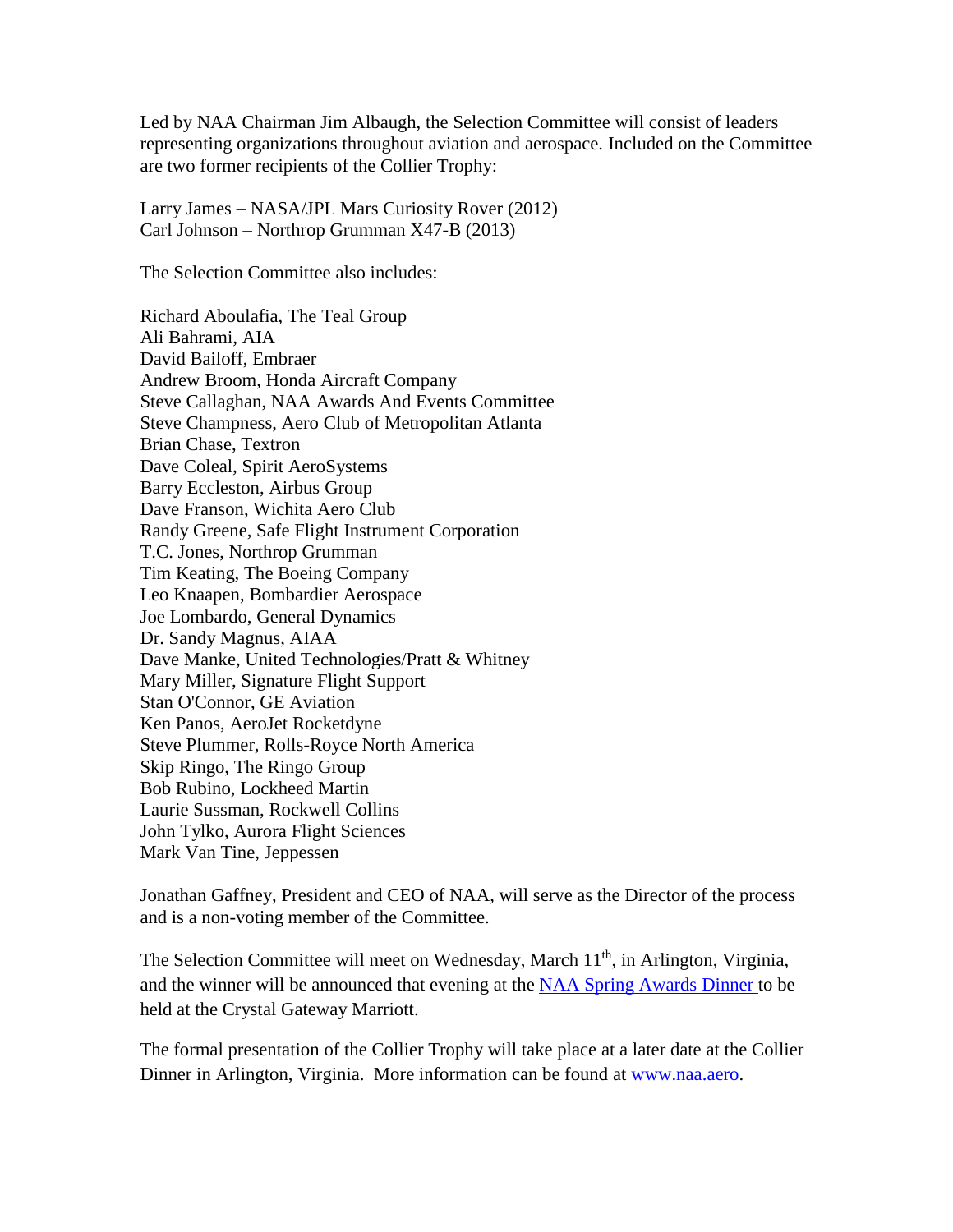Led by NAA Chairman Jim Albaugh, the Selection Committee will consist of leaders representing organizations throughout aviation and aerospace. Included on the Committee are two former recipients of the Collier Trophy:

Larry James – NASA/JPL Mars Curiosity Rover (2012)  
Carl Johnson – Northrop Grumman X47-B (2013)

The Selection Committee also includes:

Richard Aboulafia, The Teal Group  
Ali Bahrami, AIA  
David Bailoff, Embraer  
Andrew Broom, Honda Aircraft Company  
Steve Callaghan, NAA Awards And Events Committee  
Steve Champness, Aero Club of Metropolitan Atlanta  
Brian Chase, Textron  
Dave Coleal, Spirit AeroSystems  
Barry Eccleston, Airbus Group  
Dave Franson, Wichita Aero Club  
Randy Greene, Safe Flight Instrument Corporation  
T.C. Jones, Northrop Grumman  
Tim Keating, The Boeing Company  
Leo Knaapen, Bombardier Aerospace  
Joe Lombardo, General Dynamics  
Dr. Sandy Magnus, AIAA  
Dave Manke, United Technologies/Pratt & Whitney  
Mary Miller, Signature Flight Support  
Stan O'Connor, GE Aviation  
Ken Panos, AeroJet Rocketdyne  
Steve Plummer, Rolls-Royce North America  
Skip Ringo, The Ringo Group  
Bob Rubino, Lockheed Martin  
Laurie Sussman, Rockwell Collins  
John Tylko, Aurora Flight Sciences  
Mark Van Tine, Jeppessen

Jonathan Gaffney, President and CEO of NAA, will serve as the Director of the process and is a non-voting member of the Committee.

The Selection Committee will meet on Wednesday, March 11th, in Arlington, Virginia, and the winner will be announced that evening at the NAA Spring Awards Dinner to be held at the Crystal Gateway Marriott.

The formal presentation of the Collier Trophy will take place at a later date at the Collier Dinner in Arlington, Virginia. More information can be found at www.naa.aero.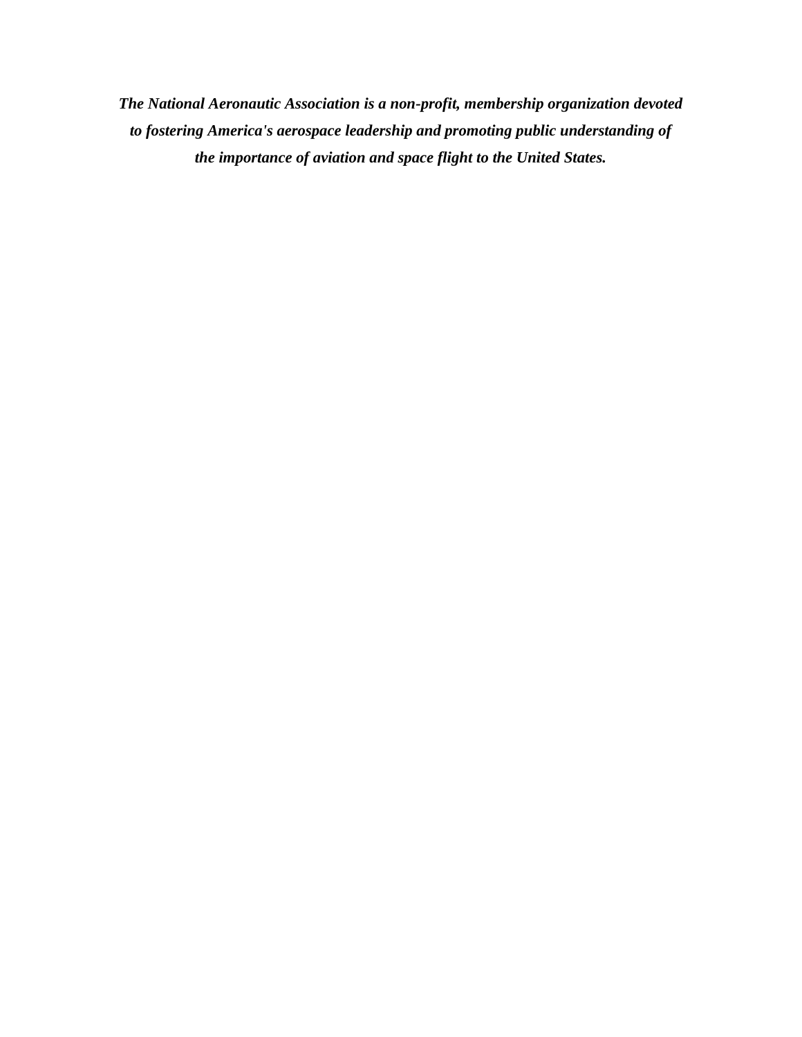***The National Aeronautic Association is a non-profit, membership organization devoted to fostering America's aerospace leadership and promoting public understanding of the importance of aviation and space flight to the United States.***